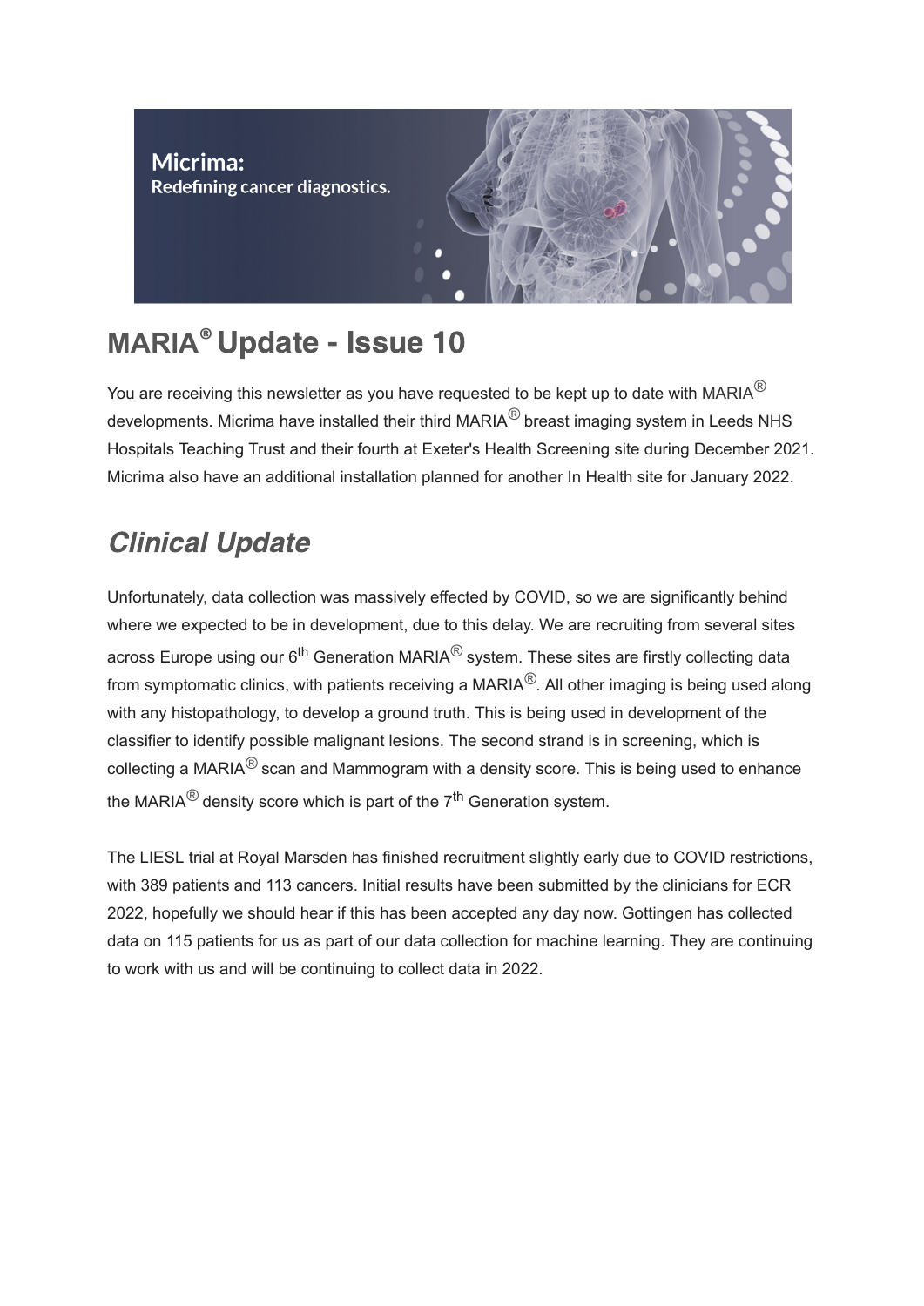Micrima:
Redefining cancer diagnostics.

# MARIA® Update - Issue 10

You are receiving this newsletter as you have requested to be kept up to date with MARIA® developments. Micrima have installed their third MARIA® breast imaging system in Leeds NHS Hospitals Teaching Trust and their fourth at Exeter's Health Screening site during December 2021. Micrima also have an additional installation planned for another In Health site for January 2022.

## *Clinical Update*

Unfortunately, data collection was massively effected by COVID, so we are significantly behind where we expected to be in development, due to this delay. We are recruiting from several sites across Europe using our 6th Generation MARIA® system. These sites are firstly collecting data from symptomatic clinics, with patients receiving a MARIA®. All other imaging is being used along with any histopathology, to develop a ground truth. This is being used in development of the classifier to identify possible malignant lesions. The second strand is in screening, which is collecting a MARIA® scan and Mammogram with a density score. This is being used to enhance the MARIA® density score which is part of the 7th Generation system.

The LIESL trial at Royal Marsden has finished recruitment slightly early due to COVID restrictions, with 389 patients and 113 cancers. Initial results have been submitted by the clinicians for ECR 2022, hopefully we should hear if this has been accepted any day now. Gottingen has collected data on 115 patients for us as part of our data collection for machine learning. They are continuing to work with us and will be continuing to collect data in 2022.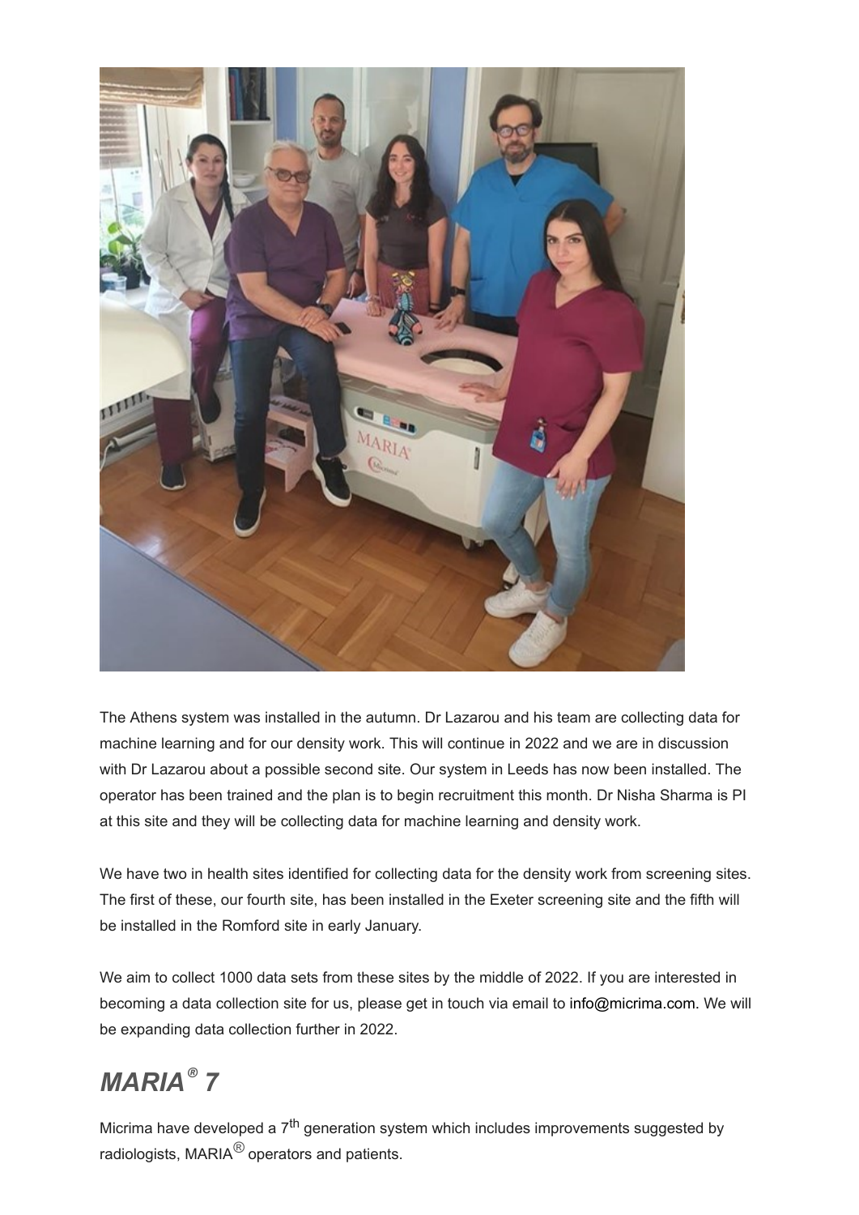The Athens system was installed in the autumn. Dr Lazarou and his team are collecting data for machine learning and for our density work. This will continue in 2022 and we are in discussion with Dr Lazarou about a possible second site. Our system in Leeds has now been installed. The operator has been trained and the plan is to begin recruitment this month. Dr Nisha Sharma is PI at this site and they will be collecting data for machine learning and density work.

We have two in health sites identified for collecting data for the density work from screening sites. The first of these, our fourth site, has been installed in the Exeter screening site and the fifth will be installed in the Romford site in early January.

We aim to collect 1000 data sets from these sites by the middle of 2022. If you are interested in becoming a data collection site for us, please get in touch via email to info@micrima.com. We will be expanding data collection further in 2022.

## *MARIA® 7*

Micrima have developed a 7th generation system which includes improvements suggested by radiologists, MARIA® operators and patients.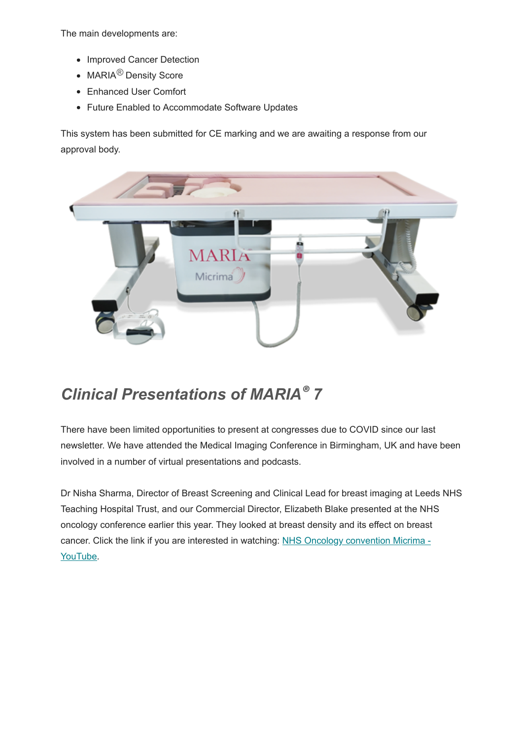The main developments are:

- Improved Cancer Detection
- MARIA® Density Score
- Enhanced User Comfort
- Future Enabled to Accommodate Software Updates

This system has been submitted for CE marking and we are awaiting a response from our approval body.

## *Clinical Presentations of MARIA® 7*

There have been limited opportunities to present at congresses due to COVID since our last newsletter. We have attended the Medical Imaging Conference in Birmingham, UK and have been involved in a number of virtual presentations and podcasts.

Dr Nisha Sharma, Director of Breast Screening and Clinical Lead for breast imaging at Leeds NHS Teaching Hospital Trust, and our Commercial Director, Elizabeth Blake presented at the NHS oncology conference earlier this year. They looked at breast density and its effect on breast cancer. Click the link if you are interested in watching: [NHS Oncology convention Micrima - YouTube](#).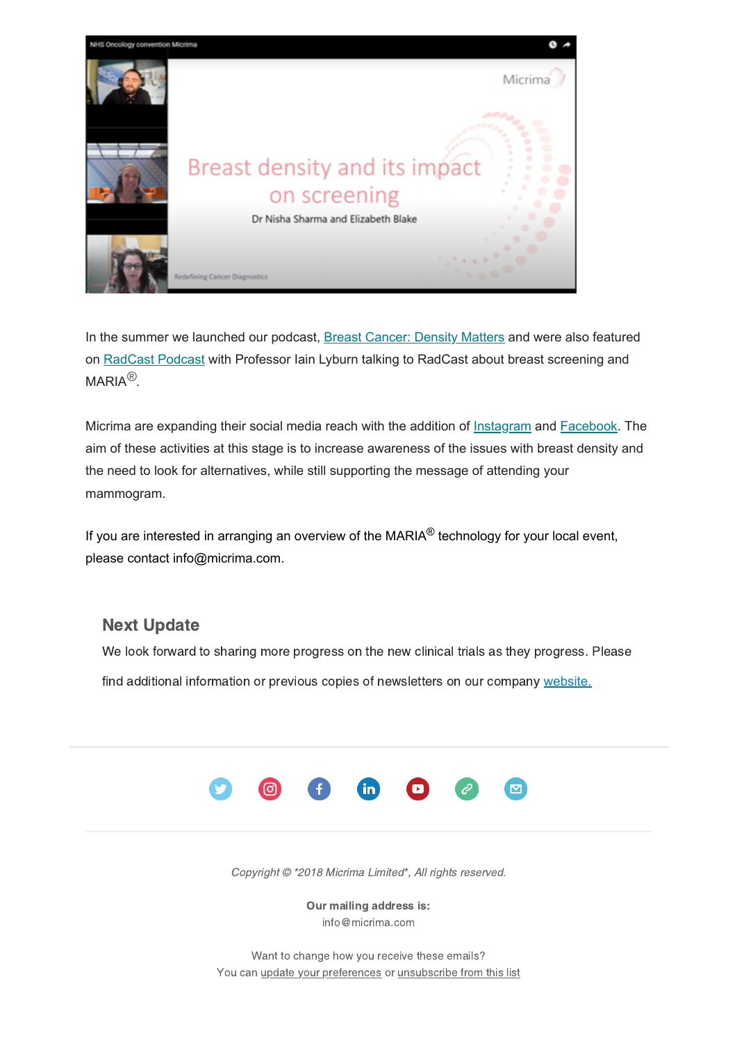In the summer we launched our podcast, Breast Cancer: Density Matters and were also featured on RadCast Podcast with Professor Iain Lyburn talking to RadCast about breast screening and MARIA®.

Micrima are expanding their social media reach with the addition of Instagram and Facebook. The aim of these activities at this stage is to increase awareness of the issues with breast density and the need to look for alternatives, while still supporting the message of attending your mammogram.

If you are interested in arranging an overview of the MARIA® technology for your local event, please contact info@micrima.com.

## Next Update

We look forward to sharing more progress on the new clinical trials as they progress. Please find additional information or previous copies of newsletters on our company website.

*Copyright © \*2018 Micrima Limited\*, All rights reserved.*

**Our mailing address is:**
info@micrima.com

Want to change how you receive these emails?
You can update your preferences or unsubscribe from this list